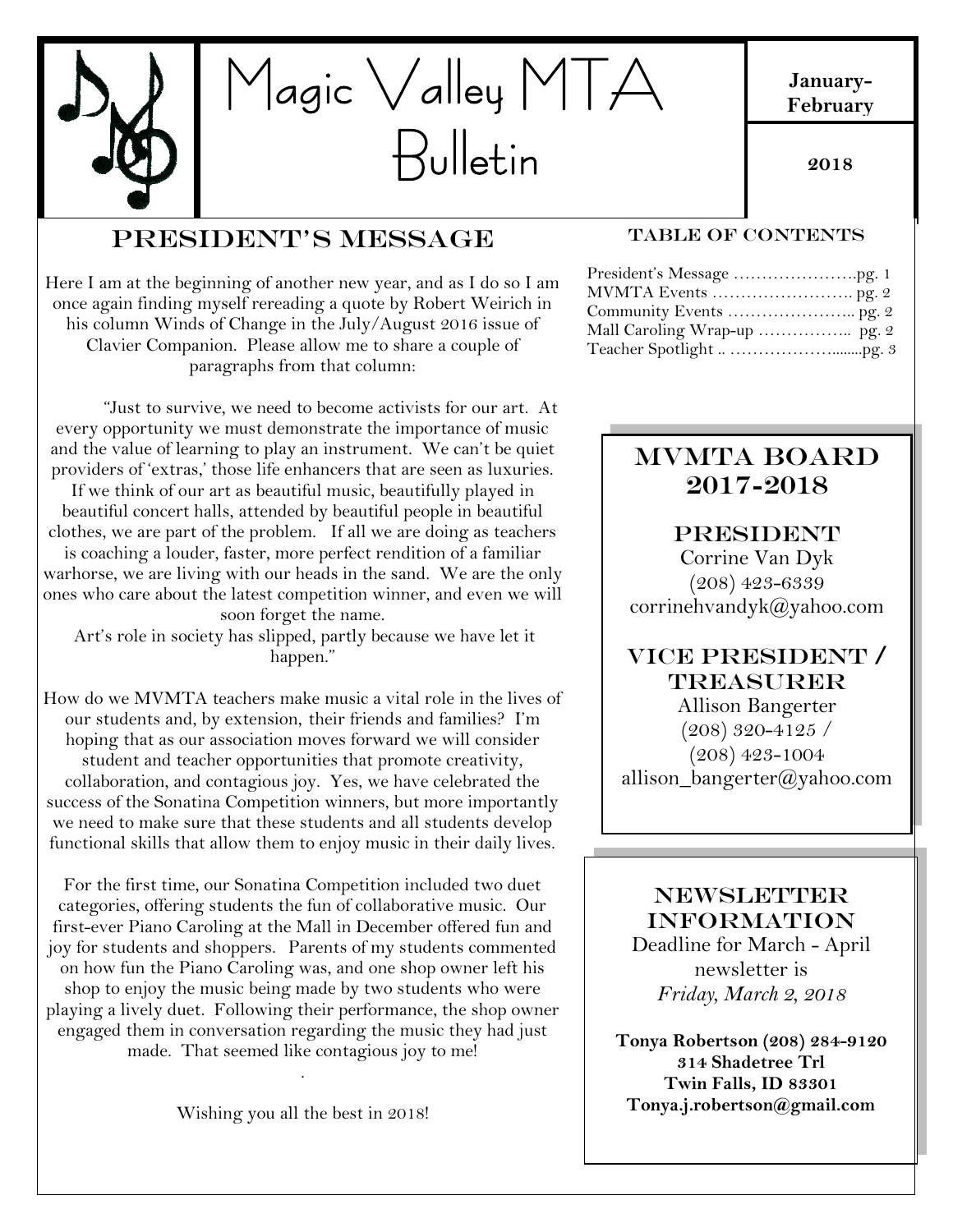# Magic Valley MTA Bulletin

**January-February**

**2018**

## President's Message

Here I am at the beginning of another new year, and as I do so I am once again finding myself rereading a quote by Robert Weirich in his column Winds of Change in the July/August 2016 issue of Clavier Companion. Please allow me to share a couple of paragraphs from that column:

"Just to survive, we need to become activists for our art. At every opportunity we must demonstrate the importance of music and the value of learning to play an instrument. We can't be quiet providers of 'extras,' those life enhancers that are seen as luxuries. If we think of our art as beautiful music, beautifully played in beautiful concert halls, attended by beautiful people in beautiful clothes, we are part of the problem. If all we are doing as teachers is coaching a louder, faster, more perfect rendition of a familiar warhorse, we are living with our heads in the sand. We are the only ones who care about the latest competition winner, and even we will soon forget the name.
Art's role in society has slipped, partly because we have let it happen."

How do we MVMTA teachers make music a vital role in the lives of our students and, by extension, their friends and families? I'm hoping that as our association moves forward we will consider student and teacher opportunities that promote creativity, collaboration, and contagious joy. Yes, we have celebrated the success of the Sonatina Competition winners, but more importantly we need to make sure that these students and all students develop functional skills that allow them to enjoy music in their daily lives.

For the first time, our Sonatina Competition included two duet categories, offering students the fun of collaborative music. Our first-ever Piano Caroling at the Mall in December offered fun and joy for students and shoppers. Parents of my students commented on how fun the Piano Caroling was, and one shop owner left his shop to enjoy the music being made by two students who were playing a lively duet. Following their performance, the shop owner engaged them in conversation regarding the music they had just made. That seemed like contagious joy to me!

Wishing you all the best in 2018!

### Table of Contents

President's Message ………………….pg. 1
MVMTA Events ……………………. pg. 2
Community Events ………………….. pg. 2
Mall Caroling Wrap-up …………….. pg. 2
Teacher Spotlight .. ………………........pg. 3

## MVMTA Board 2017-2018

### President

Corrine Van Dyk
(208) 423-6339
corrinehvandyk@yahoo.com

### Vice President / Treasurer

Allison Bangerter
(208) 320-4125 /
(208) 423-1004
allison_bangerter@yahoo.com

## Newsletter Information

Deadline for March - April newsletter is
*Friday, March 2, 2018*

**Tonya Robertson (208) 284-9120**
**314 Shadetree Trl**
**Twin Falls, ID 83301**
**Tonya.j.robertson@gmail.com**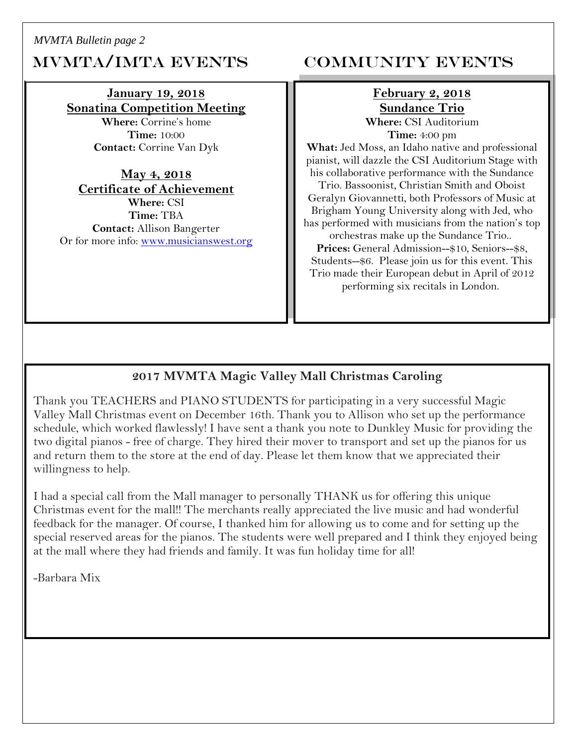## MVMTA/IMTA EVENTS

**January 19, 2018**
**Sonatina Competition Meeting**
**Where:** Corrine's home
**Time:** 10:00
**Contact:** Corrine Van Dyk

**May 4, 2018**
**Certificate of Achievement**
**Where:** CSI
**Time:** TBA
**Contact:** Allison Bangerter
Or for more info: [www.musicianswest.org](http://www.musicianswest.org)

## COMMUNITY EVENTS

**February 2, 2018**
**Sundance Trio**
**Where:** CSI Auditorium
**Time:** 4:00 pm
**What:** Jed Moss, an Idaho native and professional pianist, will dazzle the CSI Auditorium Stage with his collaborative performance with the Sundance Trio. Bassoonist, Christian Smith and Oboist Geralyn Giovannetti, both Professors of Music at Brigham Young University along with Jed, who has performed with musicians from the nation's top orchestras make up the Sundance Trio..
**Prices:** General Admission--$10, Seniors--$8, Students--$6. Please join us for this event. This Trio made their European debut in April of 2012 performing six recitals in London.

### 2017 MVMTA Magic Valley Mall Christmas Caroling

Thank you TEACHERS and PIANO STUDENTS for participating in a very successful Magic Valley Mall Christmas event on December 16th. Thank you to Allison who set up the performance schedule, which worked flawlessly! I have sent a thank you note to Dunkley Music for providing the two digital pianos - free of charge. They hired their mover to transport and set up the pianos for us and return them to the store at the end of day. Please let them know that we appreciated their willingness to help.

I had a special call from the Mall manager to personally THANK us for offering this unique Christmas event for the mall!! The merchants really appreciated the live music and had wonderful feedback for the manager. Of course, I thanked him for allowing us to come and for setting up the special reserved areas for the pianos. The students were well prepared and I think they enjoyed being at the mall where they had friends and family. It was fun holiday time for all!

-Barbara Mix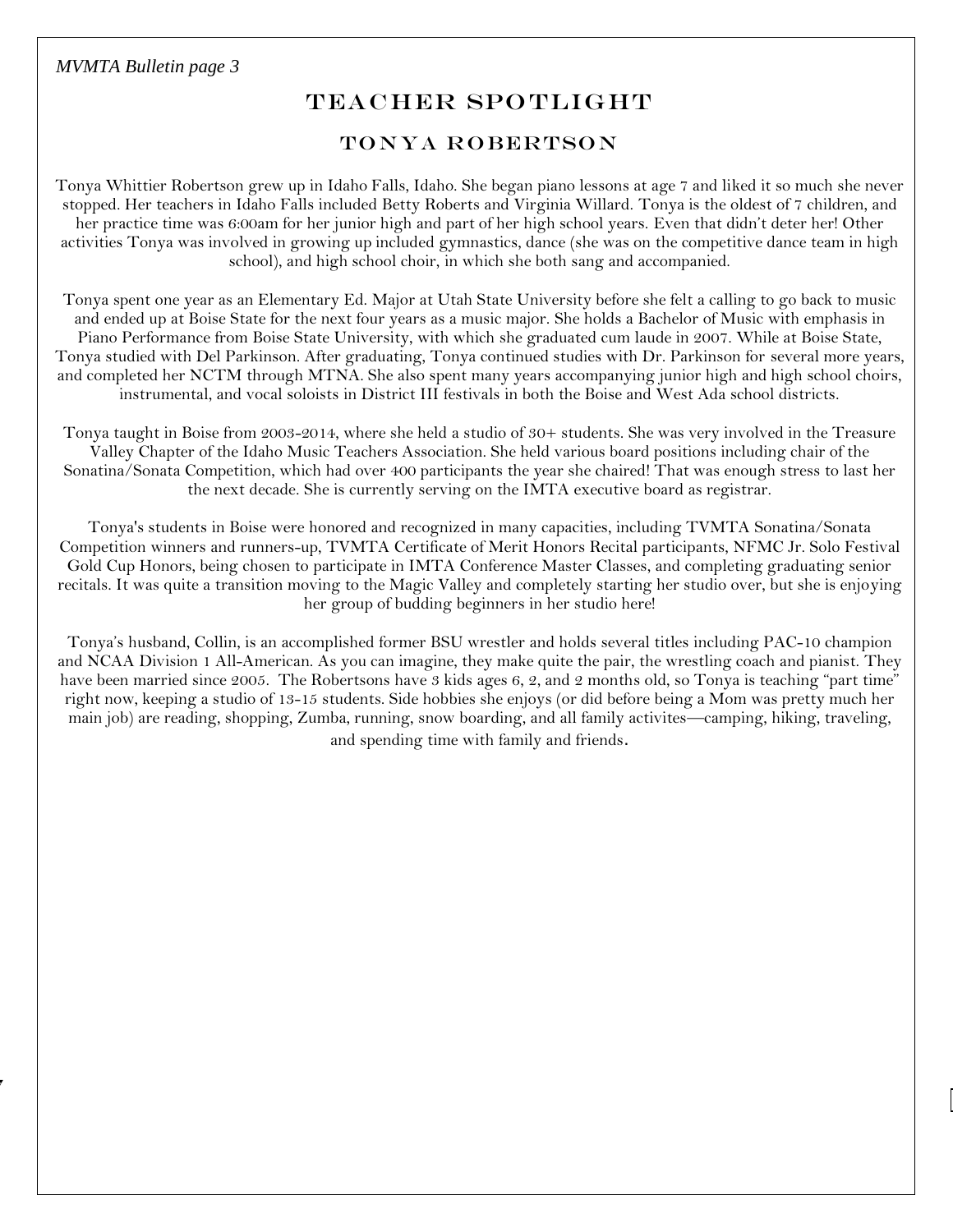# TEACHER SPOTLIGHT

## TONYA ROBERTSON

Tonya Whittier Robertson grew up in Idaho Falls, Idaho. She began piano lessons at age 7 and liked it so much she never stopped. Her teachers in Idaho Falls included Betty Roberts and Virginia Willard. Tonya is the oldest of 7 children, and her practice time was 6:00am for her junior high and part of her high school years. Even that didn't deter her! Other activities Tonya was involved in growing up included gymnastics, dance (she was on the competitive dance team in high school), and high school choir, in which she both sang and accompanied.

Tonya spent one year as an Elementary Ed. Major at Utah State University before she felt a calling to go back to music and ended up at Boise State for the next four years as a music major. She holds a Bachelor of Music with emphasis in Piano Performance from Boise State University, with which she graduated cum laude in 2007. While at Boise State, Tonya studied with Del Parkinson. After graduating, Tonya continued studies with Dr. Parkinson for several more years, and completed her NCTM through MTNA. She also spent many years accompanying junior high and high school choirs, instrumental, and vocal soloists in District III festivals in both the Boise and West Ada school districts.

Tonya taught in Boise from 2003-2014, where she held a studio of 30+ students. She was very involved in the Treasure Valley Chapter of the Idaho Music Teachers Association. She held various board positions including chair of the Sonatina/Sonata Competition, which had over 400 participants the year she chaired! That was enough stress to last her the next decade. She is currently serving on the IMTA executive board as registrar.

Tonya's students in Boise were honored and recognized in many capacities, including TVMTA Sonatina/Sonata Competition winners and runners-up, TVMTA Certificate of Merit Honors Recital participants, NFMC Jr. Solo Festival Gold Cup Honors, being chosen to participate in IMTA Conference Master Classes, and completing graduating senior recitals. It was quite a transition moving to the Magic Valley and completely starting her studio over, but she is enjoying her group of budding beginners in her studio here!

Tonya's husband, Collin, is an accomplished former BSU wrestler and holds several titles including PAC-10 champion and NCAA Division 1 All-American. As you can imagine, they make quite the pair, the wrestling coach and pianist. They have been married since 2005. The Robertsons have 3 kids ages 6, 2, and 2 months old, so Tonya is teaching "part time" right now, keeping a studio of 13-15 students. Side hobbies she enjoys (or did before being a Mom was pretty much her main job) are reading, shopping, Zumba, running, snow boarding, and all family activites—camping, hiking, traveling, and spending time with family and friends.